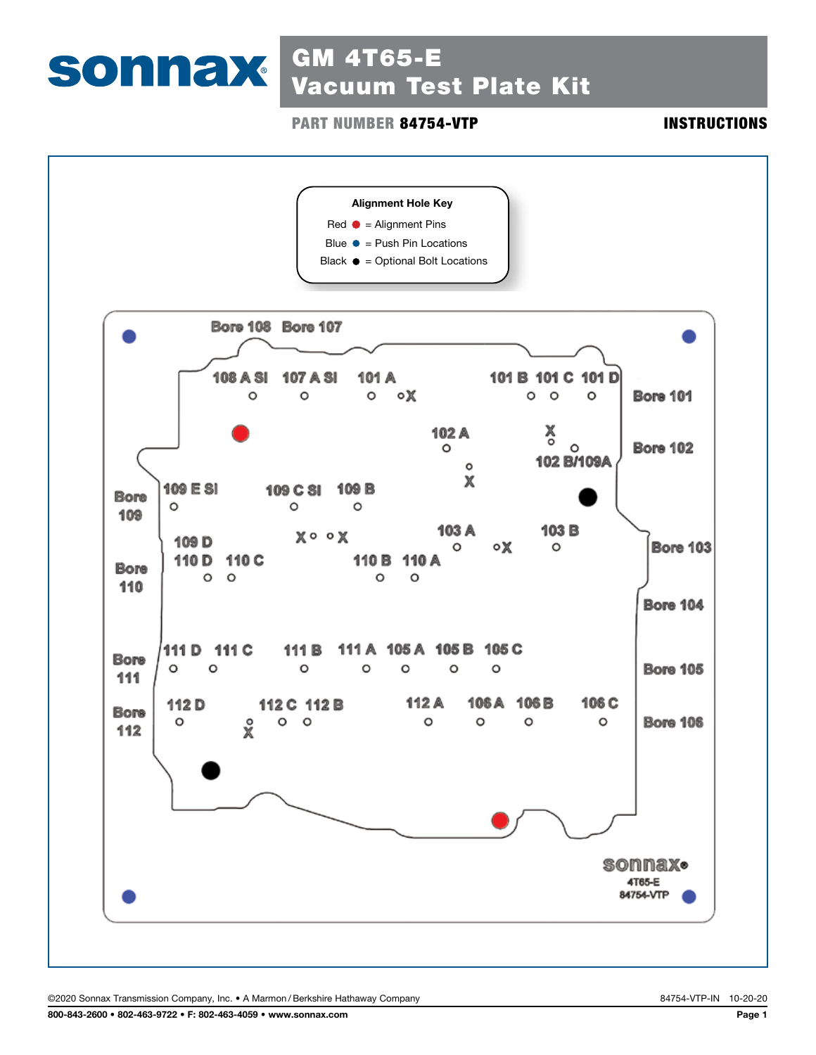# GM 4T65-E Vacuum Test Plate Kit

**PART NUMBER 84754-VTP**

**INSTRUCTIONS**

**Alignment Hole Key**

- Red ● = Alignment Pins
- Blue ● = Push Pin Locations
- Black ● = Optional Bolt Locations

Bore 108 Bore 107

108 A SI 107 A SI 101 A 101 B 101 C 101 D

Bore 101

102 A

Bore 102

102 B/109A

Bore 109

109 E SI 109 C SI 109 B

109 D

103 A 103 B

Bore 103

Bore 110

110 D 110 C 110 B 110 A

Bore 104

Bore 111

111 D 111 C 111 B 111 A 105 A 105 B 105 C

Bore 105

Bore 112

112 D 112 C 112 B 112 A 106 A 106 B 106 C

Bore 106

sonnax
4T65-E
84754-VTP

©2020 Sonnax Transmission Company, Inc. • A Marmon/Berkshire Hathaway Company

84754-VTP-IN 10-20-20

800-843-2600 • 802-463-9722 • F: 802-463-4059 • www.sonnax.com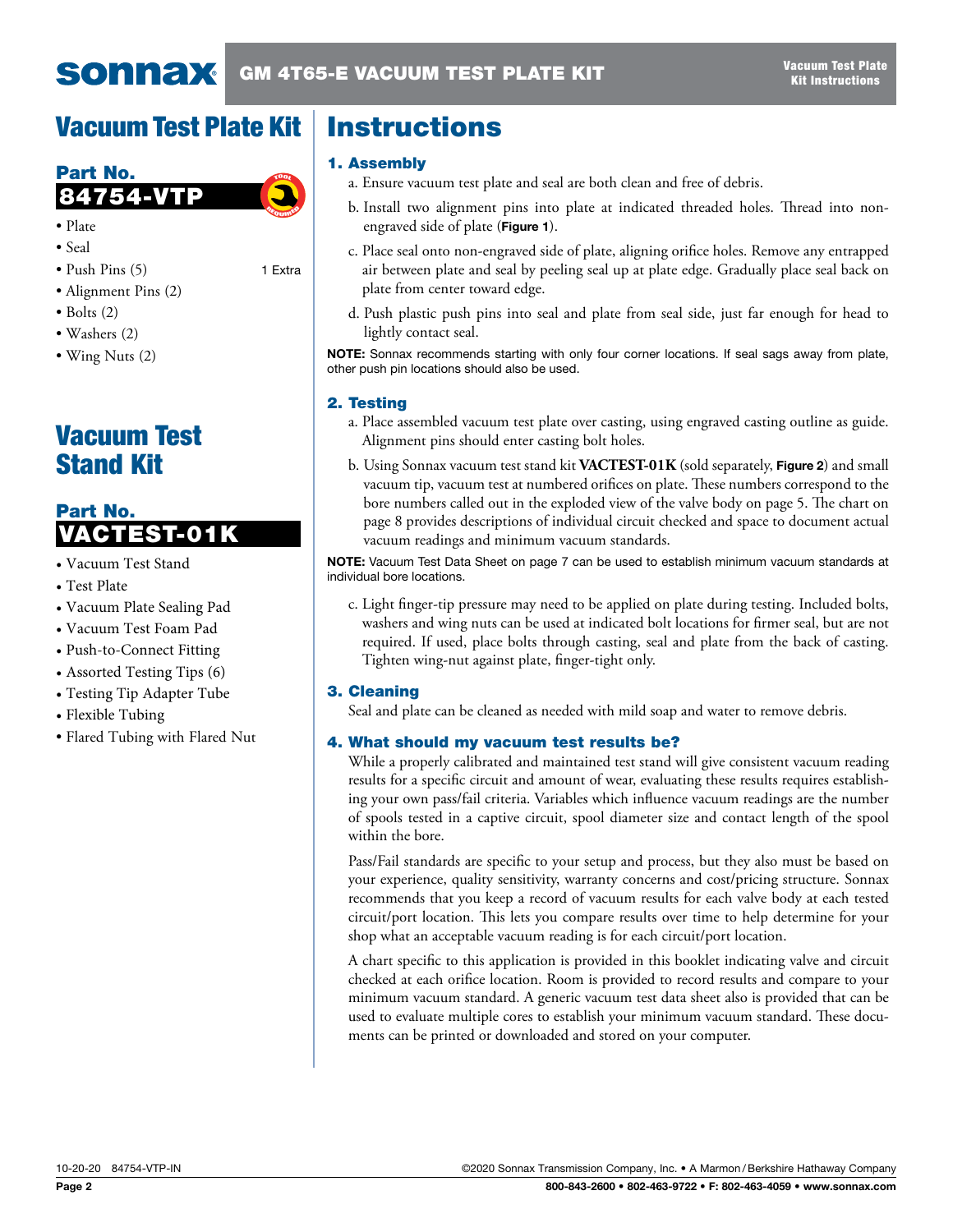# Vacuum Test Plate Kit

## Part No. 84754-VTP

- Plate
- Seal
- Push Pins (5) 1 Extra
- Alignment Pins (2)
- Bolts (2)
- Washers (2)
- Wing Nuts (2)

# Vacuum Test Stand Kit

## Part No. VACTEST-01K

- Vacuum Test Stand
- Test Plate
- Vacuum Plate Sealing Pad
- Vacuum Test Foam Pad
- Push-to-Connect Fitting
- Assorted Testing Tips (6)
- Testing Tip Adapter Tube
- Flexible Tubing
- Flared Tubing with Flared Nut

# Instructions

## 1. Assembly

a. Ensure vacuum test plate and seal are both clean and free of debris.

b. Install two alignment pins into plate at indicated threaded holes. Thread into non-engraved side of plate (**Figure 1**).

c. Place seal onto non-engraved side of plate, aligning orifice holes. Remove any entrapped air between plate and seal by peeling seal up at plate edge. Gradually place seal back on plate from center toward edge.

d. Push plastic push pins into seal and plate from seal side, just far enough for head to lightly contact seal.

**NOTE:** Sonnax recommends starting with only four corner locations. If seal sags away from plate, other push pin locations should also be used.

## 2. Testing

a. Place assembled vacuum test plate over casting, using engraved casting outline as guide. Alignment pins should enter casting bolt holes.

b. Using Sonnax vacuum test stand kit **VACTEST-01K** (sold separately, **Figure 2**) and small vacuum tip, vacuum test at numbered orifices on plate. These numbers correspond to the bore numbers called out in the exploded view of the valve body on page 5. The chart on page 8 provides descriptions of individual circuit checked and space to document actual vacuum readings and minimum vacuum standards.

**NOTE:** Vacuum Test Data Sheet on page 7 can be used to establish minimum vacuum standards at individual bore locations.

c. Light finger-tip pressure may need to be applied on plate during testing. Included bolts, washers and wing nuts can be used at indicated bolt locations for firmer seal, but are not required. If used, place bolts through casting, seal and plate from the back of casting. Tighten wing-nut against plate, finger-tight only.

## 3. Cleaning

Seal and plate can be cleaned as needed with mild soap and water to remove debris.

## 4. What should my vacuum test results be?

While a properly calibrated and maintained test stand will give consistent vacuum reading results for a specific circuit and amount of wear, evaluating these results requires establishing your own pass/fail criteria. Variables which influence vacuum readings are the number of spools tested in a captive circuit, spool diameter size and contact length of the spool within the bore.

Pass/Fail standards are specific to your setup and process, but they also must be based on your experience, quality sensitivity, warranty concerns and cost/pricing structure. Sonnax recommends that you keep a record of vacuum results for each valve body at each tested circuit/port location. This lets you compare results over time to help determine for your shop what an acceptable vacuum reading is for each circuit/port location.

A chart specific to this application is provided in this booklet indicating valve and circuit checked at each orifice location. Room is provided to record results and compare to your minimum vacuum standard. A generic vacuum test data sheet also is provided that can be used to evaluate multiple cores to establish your minimum vacuum standard. These documents can be printed or downloaded and stored on your computer.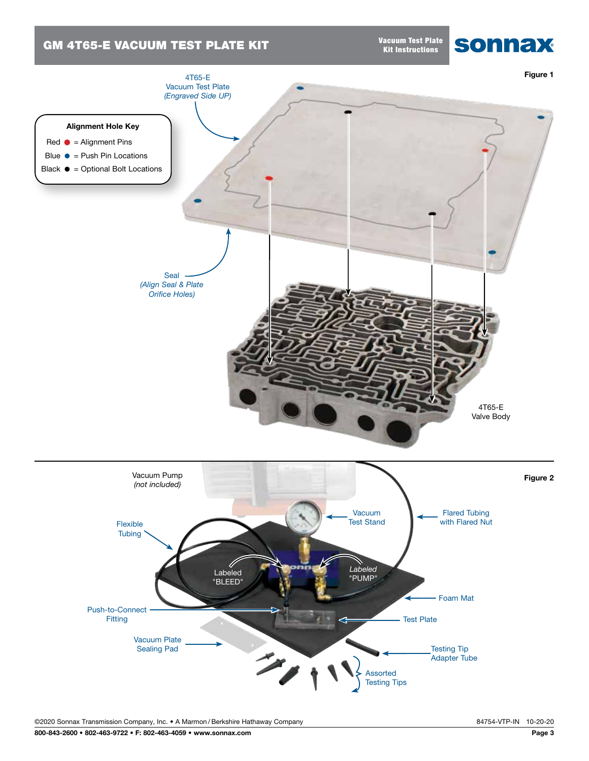# GM 4T65-E VACUUM TEST PLATE KIT

Figure 1

4T65-E
Vacuum Test Plate
*(Engraved Side UP)*

**Alignment Hole Key**

Red ● = Alignment Pins
Blue ● = Push Pin Locations
Black ● = Optional Bolt Locations

Seal
*(Align Seal & Plate Orifice Holes)*

4T65-E
Valve Body

Figure 2

Vacuum Pump
*(not included)*

Vacuum
Test Stand

Flared Tubing
with Flared Nut

Flexible
Tubing

Labeled
"BLEED"

*Labeled*
*"PUMP"*

Foam Mat

Push-to-Connect
Fitting

Test Plate

Vacuum Plate
Sealing Pad

Testing Tip
Adapter Tube

Assorted
Testing Tips

©2020 Sonnax Transmission Company, Inc. • A Marmon / Berkshire Hathaway Company

84754-VTP-IN 10-20-20

**800-843-2600 • 802-463-9722 • F: 802-463-4059 • www.sonnax.com**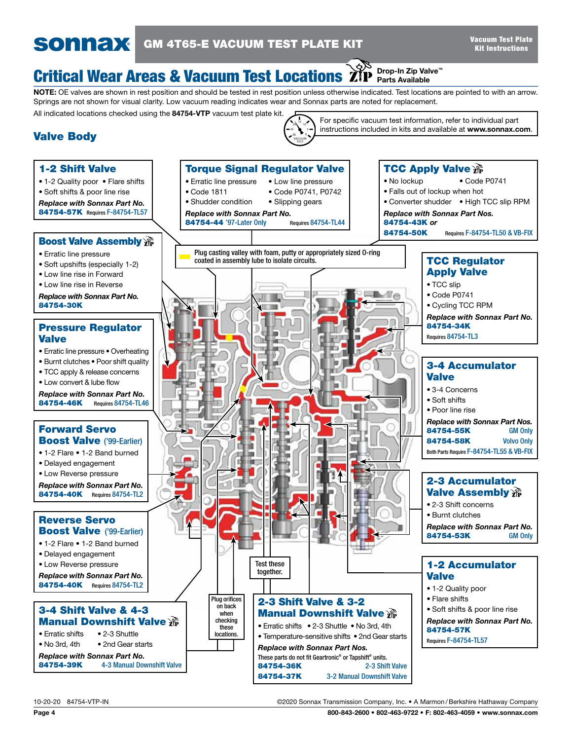# GM 4T65-E VACUUM TEST PLATE KIT

Vacuum Test Plate Kit Instructions

## Critical Wear Areas & Vacuum Test Locations

Drop-In Zip Valve™ Parts Available

**NOTE:** OE valves are shown in rest position and should be tested in rest position unless otherwise indicated. Test locations are pointed to with an arrow. Springs are not shown for visual clarity. Low vacuum reading indicates wear and Sonnax parts are noted for replacement.

All indicated locations checked using the **84754-VTP** vacuum test plate kit.

For specific vacuum test information, refer to individual part instructions included in kits and available at **www.sonnax.com**.

## Valve Body

Plug casting valley with foam, putty or appropriately sized O-ring coated in assembly lube to isolate circuits.

Test these together.

Plug orifices on back when checking these locations.

### 1-2 Shift Valve

- 1-2 Quality poor
- Flare shifts
- Soft shifts & poor line rise

***Replace with Sonnax Part No.***
**84754-57K** Requires F-84754-TL57

### Boost Valve Assembly

- Erratic line pressure
- Soft upshifts (especially 1-2)
- Low line rise in Forward
- Low line rise in Reverse

***Replace with Sonnax Part No.***
**84754-30K**

### Pressure Regulator Valve

- Erratic line pressure
- Overheating
- Burnt clutches
- Poor shift quality
- TCC apply & release concerns
- Low convert & lube flow

***Replace with Sonnax Part No.***
**84754-46K** Requires 84754-TL46

### Forward Servo Boost Valve ('99-Earlier)

- 1-2 Flare
- 1-2 Band burned
- Delayed engagement
- Low Reverse pressure

***Replace with Sonnax Part No.***
**84754-40K** Requires 84754-TL2

### Reverse Servo Boost Valve ('99-Earlier)

- 1-2 Flare
- 1-2 Band burned
- Delayed engagement
- Low Reverse pressure

***Replace with Sonnax Part No.***
**84754-40K** Requires 84754-TL2

### 3-4 Shift Valve & 4-3 Manual Downshift Valve

- Erratic shifts
- 2-3 Shuttle
- No 3rd, 4th
- 2nd Gear starts

***Replace with Sonnax Part No.***
**84754-39K** 4-3 Manual Downshift Valve

### Torque Signal Regulator Valve

- Erratic line pressure
- Low line pressure
- Code 1811
- Code P0741, P0742
- Shudder condition
- Slipping gears

***Replace with Sonnax Part No.***
**84754-44** '97-Later Only Requires 84754-TL44

### TCC Apply Valve

- No lockup
- Code P0741
- Falls out of lockup when hot
- Converter shudder
- High TCC slip RPM

***Replace with Sonnax Part Nos.***
**84754-43K** ***or***
**84754-50K** Requires F-84754-TL50 & VB-FIX

### TCC Regulator Apply Valve

- TCC slip
- Code P0741
- Cycling TCC RPM

***Replace with Sonnax Part No.***
**84754-34K**
Requires 84754-TL3

### 3-4 Accumulator Valve

- 3-4 Concerns
- Soft shifts
- Poor line rise

***Replace with Sonnax Part Nos.***
**84754-55K** GM Only
**84754-58K** Volvo Only
Both Parts Require F-84754-TL55 & VB-FIX

### 2-3 Accumulator Valve Assembly

- 2-3 Shift concerns
- Burnt clutches

***Replace with Sonnax Part No.***
**84754-53K** GM Only

### 1-2 Accumulator Valve

- 1-2 Quality poor
- Flare shifts
- Soft shifts & poor line rise

***Replace with Sonnax Part No.***
**84754-57K**
Requires F-84754-TL57

### 2-3 Shift Valve & 3-2 Manual Downshift Valve

- Erratic shifts
- 2-3 Shuttle
- No 3rd, 4th
- Temperature-sensitive shifts
- 2nd Gear starts

***Replace with Sonnax Part Nos.***
These parts do not fit Geartronic® or Tapshift® units.
**84754-36K** 2-3 Shift Valve
**84754-37K** 3-2 Manual Downshift Valve

10-20-20 84754-VTP-IN

©2020 Sonnax Transmission Company, Inc. • A Marmon/Berkshire Hathaway Company

800-843-2600 • 802-463-9722 • F: 802-463-4059 • www.sonnax.com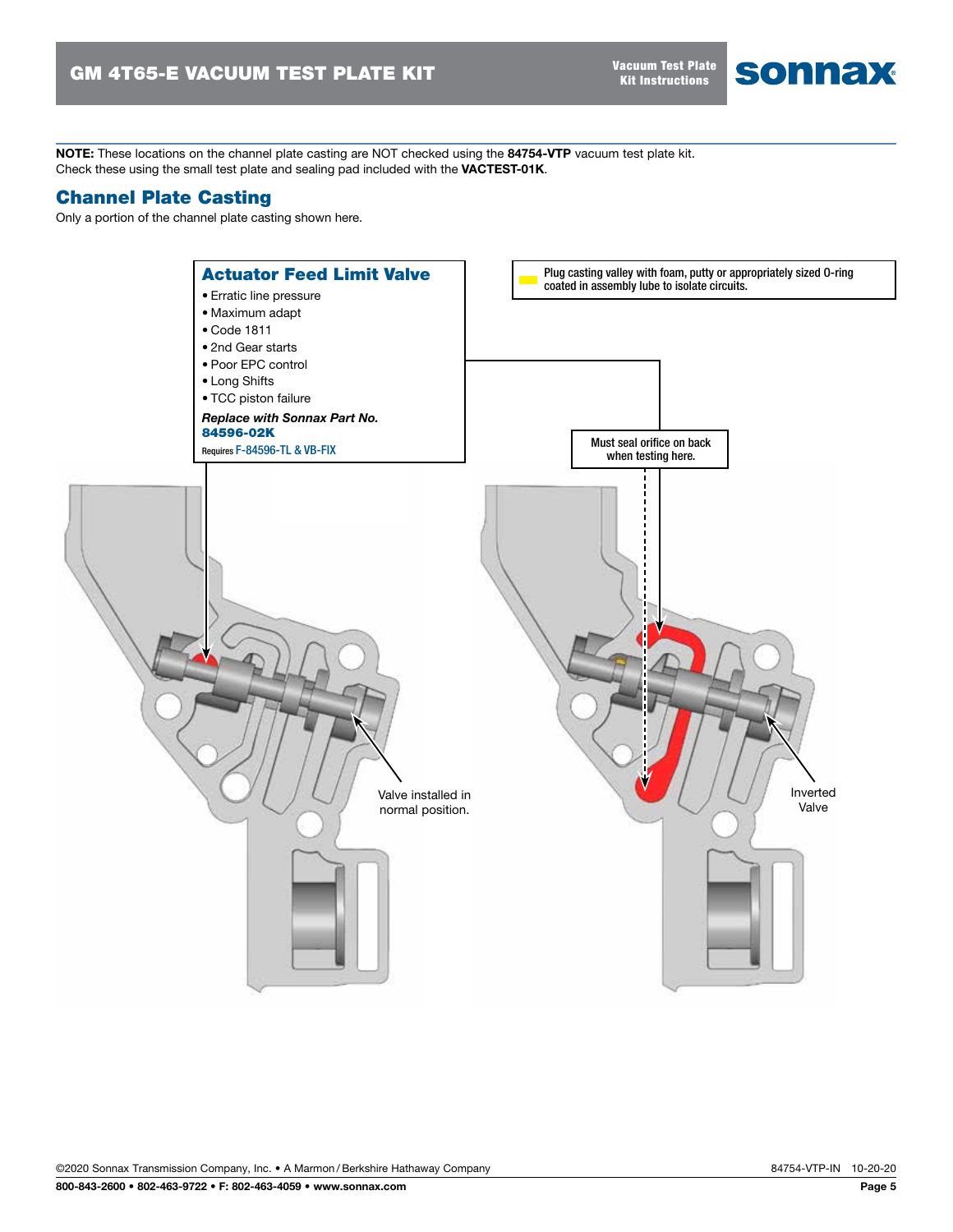**NOTE:** These locations on the channel plate casting are NOT checked using the **84754-VTP** vacuum test plate kit. Check these using the small test plate and sealing pad included with the **VACTEST-01K**.

## Channel Plate Casting

Only a portion of the channel plate casting shown here.

### Actuator Feed Limit Valve

- Erratic line pressure
- Maximum adapt
- Code 1811
- 2nd Gear starts
- Poor EPC control
- Long Shifts
- TCC piston failure

***Replace with Sonnax Part No.***
**84596-02K**
Requires F-84596-TL & VB-FIX

Plug casting valley with foam, putty or appropriately sized O-ring coated in assembly lube to isolate circuits.

Must seal orifice on back when testing here.

Valve installed in normal position.

Inverted Valve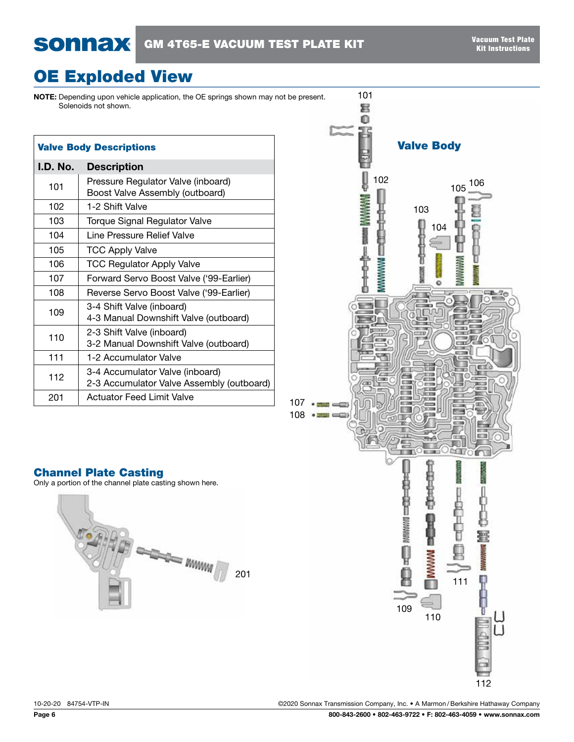# OE Exploded View

**NOTE:** Depending upon vehicle application, the OE springs shown may not be present.
Solenoids not shown.

### Valve Body Descriptions

| I.D. No. | Description |
|---|---|
| 101 | Pressure Regulator Valve (inboard)<br>Boost Valve Assembly (outboard) |
| 102 | 1-2 Shift Valve |
| 103 | Torque Signal Regulator Valve |
| 104 | Line Pressure Relief Valve |
| 105 | TCC Apply Valve |
| 106 | TCC Regulator Apply Valve |
| 107 | Forward Servo Boost Valve ('99-Earlier) |
| 108 | Reverse Servo Boost Valve ('99-Earlier) |
| 109 | 3-4 Shift Valve (inboard)<br>4-3 Manual Downshift Valve (outboard) |
| 110 | 2-3 Shift Valve (inboard)<br>3-2 Manual Downshift Valve (outboard) |
| 111 | 1-2 Accumulator Valve |
| 112 | 3-4 Accumulator Valve (inboard)<br>2-3 Accumulator Valve Assembly (outboard) |
| 201 | Actuator Feed Limit Valve |

## Valve Body

101, 102, 103, 104, 105, 106, 107, 108, 109, 110, 111, 112

## Channel Plate Casting

Only a portion of the channel plate casting shown here.

201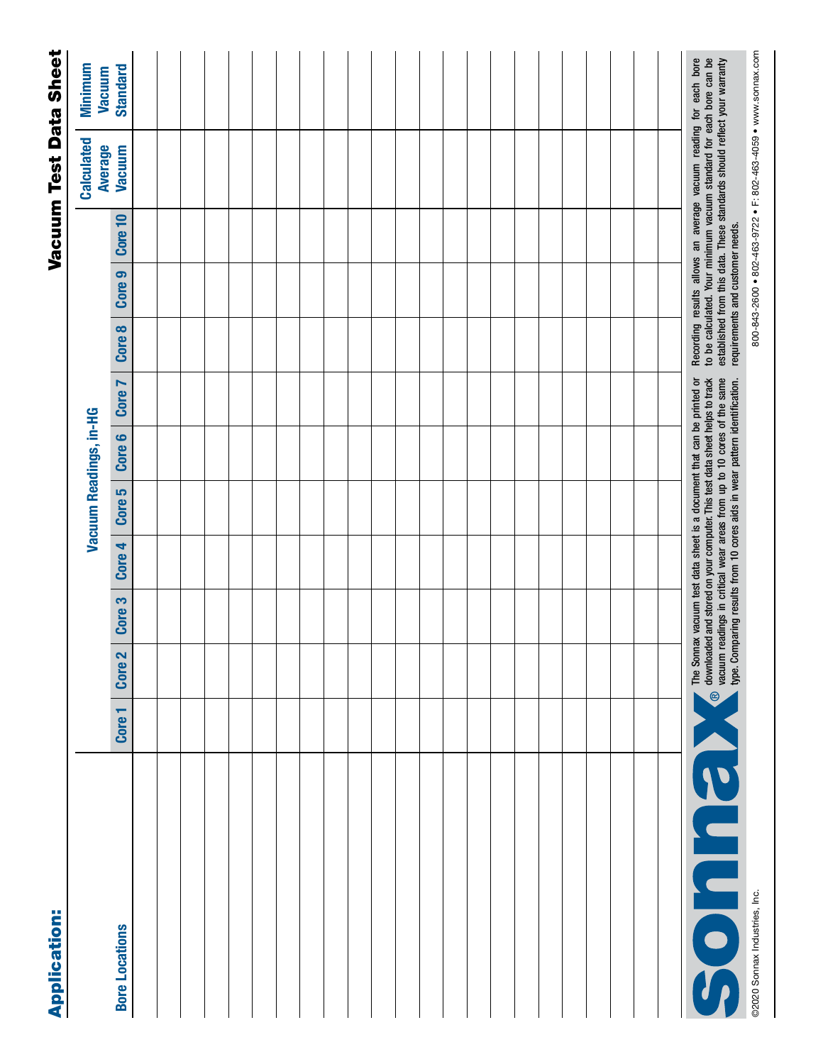# Vacuum Test Data Sheet

**Application:**

| Bore Locations | Vacuum Readings, in-HG | | | | | | | | | | Calculated Average Vacuum | Minimum Vacuum Standard |
|---|---|---|---|---|---|---|---|---|---|---|---|---|
| | Core 1 | Core 2 | Core 3 | Core 4 | Core 5 | Core 6 | Core 7 | Core 8 | Core 9 | Core 10 | | |
| | | | | | | | | | | | | |
| | | | | | | | | | | | | |
| | | | | | | | | | | | | |
| | | | | | | | | | | | | |
| | | | | | | | | | | | | |
| | | | | | | | | | | | | |
| | | | | | | | | | | | | |
| | | | | | | | | | | | | |
| | | | | | | | | | | | | |
| | | | | | | | | | | | | |
| | | | | | | | | | | | | |
| | | | | | | | | | | | | |
| | | | | | | | | | | | | |
| | | | | | | | | | | | | |
| | | | | | | | | | | | | |
| | | | | | | | | | | | | |
| | | | | | | | | | | | | |
| | | | | | | | | | | | | |
| | | | | | | | | | | | | |
| | | | | | | | | | | | | |
| | | | | | | | | | | | | |
| | | | | | | | | | | | | |
| | | | | | | | | | | | | |

**Sonnax®**

The Sonnax vacuum test data sheet is a document that can be printed or downloaded and stored on your computer. This test data sheet helps to track vacuum readings in critical wear areas from up to 10 cores of the same type. Comparing results from 10 cores aids in wear pattern identification.

Recording results allows an average vacuum reading for each bore to be calculated. Your minimum vacuum standard for each bore can be established from this data. These standards should reflect your warranty requirements and customer needs.

©2020 Sonnax Industries, Inc. 800-843-2600 • 802-463-9722 • F: 802-463-4059 • www.sonnax.com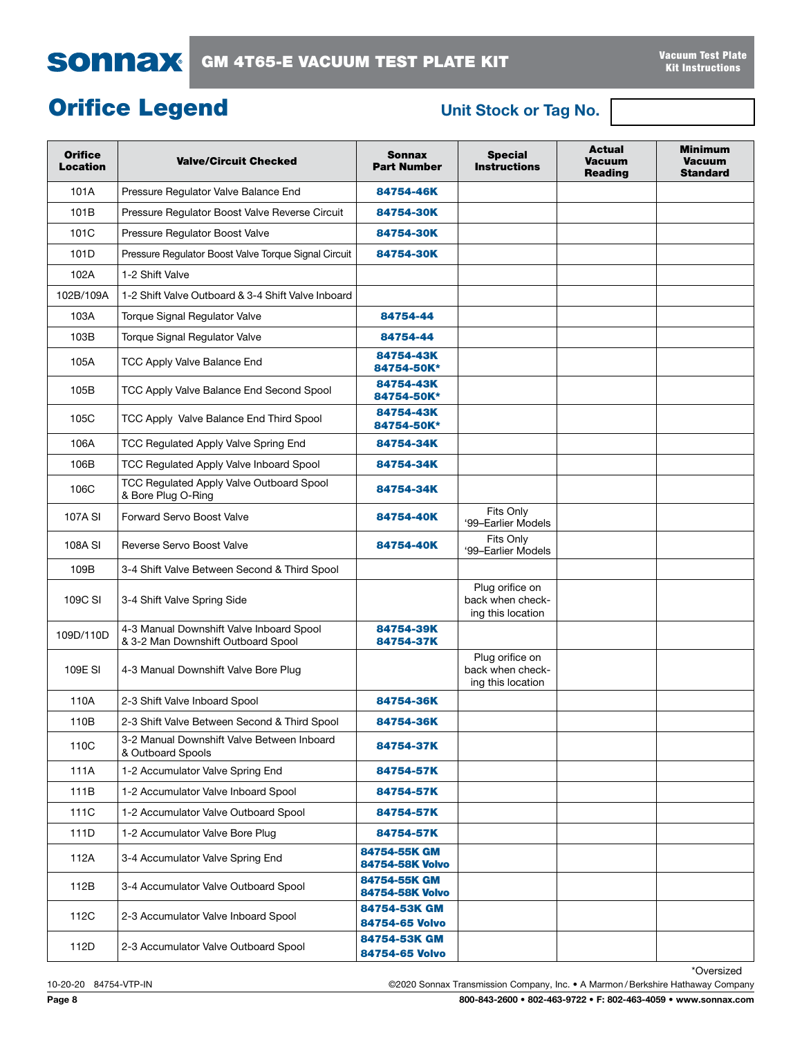# GM 4T65-E VACUUM TEST PLATE KIT

Vacuum Test Plate Kit Instructions

## Orifice Legend

**Unit Stock or Tag No.**

| Orifice Location | Valve/Circuit Checked | Sonnax Part Number | Special Instructions | Actual Vacuum Reading | Minimum Vacuum Standard |
|---|---|---|---|---|---|
| 101A | Pressure Regulator Valve Balance End | 84754-46K | | | |
| 101B | Pressure Regulator Boost Valve Reverse Circuit | 84754-30K | | | |
| 101C | Pressure Regulator Boost Valve | 84754-30K | | | |
| 101D | Pressure Regulator Boost Valve Torque Signal Circuit | 84754-30K | | | |
| 102A | 1-2 Shift Valve | | | | |
| 102B/109A | 1-2 Shift Valve Outboard & 3-4 Shift Valve Inboard | | | | |
| 103A | Torque Signal Regulator Valve | 84754-44 | | | |
| 103B | Torque Signal Regulator Valve | 84754-44 | | | |
| 105A | TCC Apply Valve Balance End | 84754-43K 84754-50K* | | | |
| 105B | TCC Apply Valve Balance End Second Spool | 84754-43K 84754-50K* | | | |
| 105C | TCC Apply Valve Balance End Third Spool | 84754-43K 84754-50K* | | | |
| 106A | TCC Regulated Apply Valve Spring End | 84754-34K | | | |
| 106B | TCC Regulated Apply Valve Inboard Spool | 84754-34K | | | |
| 106C | TCC Regulated Apply Valve Outboard Spool & Bore Plug O-Ring | 84754-34K | | | |
| 107A SI | Forward Servo Boost Valve | 84754-40K | Fits Only '99–Earlier Models | | |
| 108A SI | Reverse Servo Boost Valve | 84754-40K | Fits Only '99–Earlier Models | | |
| 109B | 3-4 Shift Valve Between Second & Third Spool | | | | |
| 109C SI | 3-4 Shift Valve Spring Side | | Plug orifice on back when checking this location | | |
| 109D/110D | 4-3 Manual Downshift Valve Inboard Spool & 3-2 Man Downshift Outboard Spool | 84754-39K 84754-37K | | | |
| 109E SI | 4-3 Manual Downshift Valve Bore Plug | | Plug orifice on back when checking this location | | |
| 110A | 2-3 Shift Valve Inboard Spool | 84754-36K | | | |
| 110B | 2-3 Shift Valve Between Second & Third Spool | 84754-36K | | | |
| 110C | 3-2 Manual Downshift Valve Between Inboard & Outboard Spools | 84754-37K | | | |
| 111A | 1-2 Accumulator Valve Spring End | 84754-57K | | | |
| 111B | 1-2 Accumulator Valve Inboard Spool | 84754-57K | | | |
| 111C | 1-2 Accumulator Valve Outboard Spool | 84754-57K | | | |
| 111D | 1-2 Accumulator Valve Bore Plug | 84754-57K | | | |
| 112A | 3-4 Accumulator Valve Spring End | 84754-55K GM 84754-58K Volvo | | | |
| 112B | 3-4 Accumulator Valve Outboard Spool | 84754-55K GM 84754-58K Volvo | | | |
| 112C | 2-3 Accumulator Valve Inboard Spool | 84754-53K GM 84754-65 Volvo | | | |
| 112D | 2-3 Accumulator Valve Outboard Spool | 84754-53K GM 84754-65 Volvo | | | |

*Oversized

10-20-20 84754-VTP-IN

©2020 Sonnax Transmission Company, Inc. • A Marmon/Berkshire Hathaway Company

800-843-2600 • 802-463-9722 • F: 802-463-4059 • www.sonnax.com